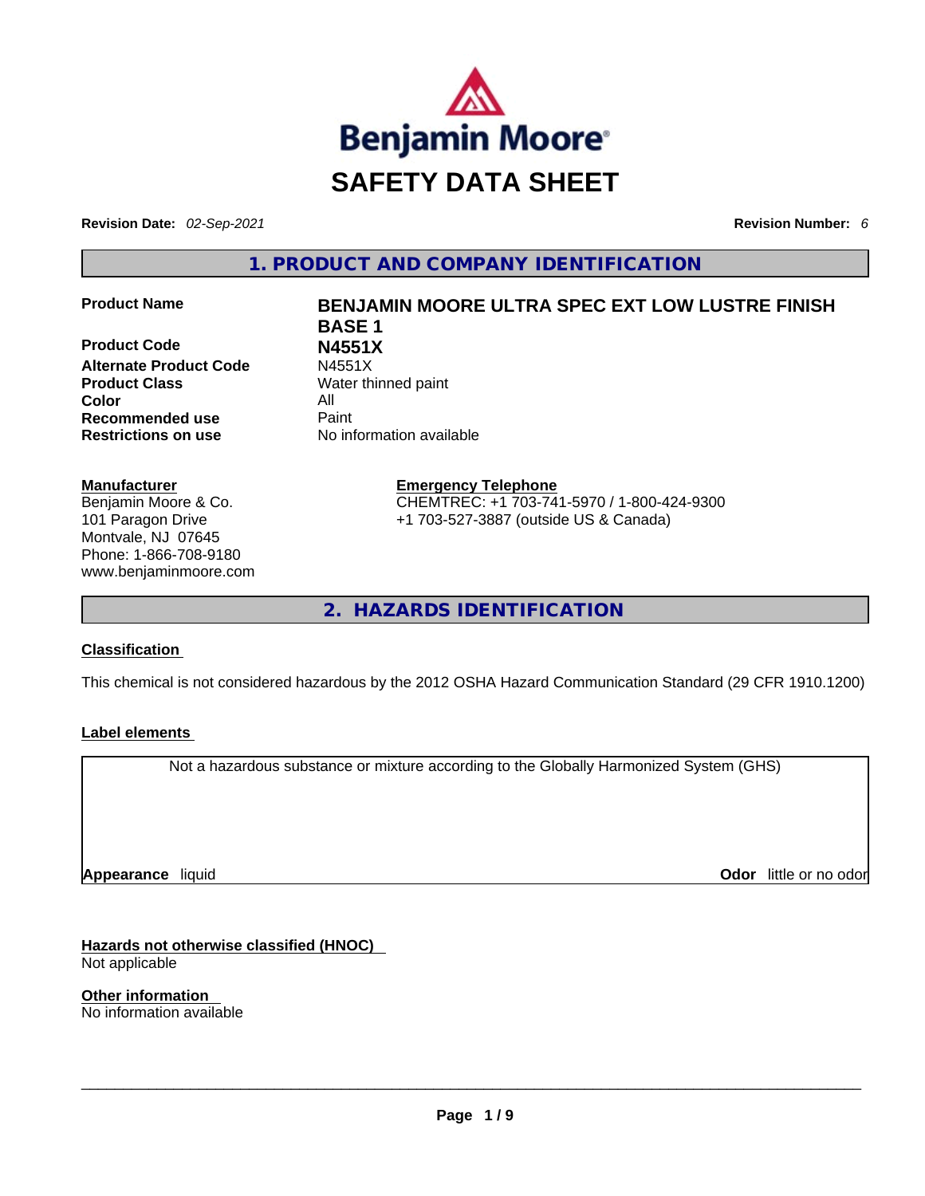# SAFETY DATA SHEET

**Revision Date:** *02-Sep-2021*

**Revision Number:** *6*

## 1. PRODUCT AND COMPANY IDENTIFICATION

| | |
|---|---|
| **Product Name** | **BENJAMIN MOORE ULTRA SPEC EXT LOW LUSTRE FINISH BASE 1** |
| **Product Code** | **N4551X** |
| **Alternate Product Code** | N4551X |
| **Product Class** | Water thinned paint |
| **Color** | All |
| **Recommended use** | Paint |
| **Restrictions on use** | No information available |

**Manufacturer**
Benjamin Moore & Co.
101 Paragon Drive
Montvale, NJ 07645
Phone: 1-866-708-9180
www.benjaminmoore.com

**Emergency Telephone**
CHEMTREC: +1 703-741-5970 / 1-800-424-9300
+1 703-527-3887 (outside US & Canada)

## 2. HAZARDS IDENTIFICATION

**Classification**

This chemical is not considered hazardous by the 2012 OSHA Hazard Communication Standard (29 CFR 1910.1200)

**Label elements**

Not a hazardous substance or mixture according to the Globally Harmonized System (GHS)

**Appearance** liquid

**Odor** little or no odor

**Hazards not otherwise classified (HNOC)**
Not applicable

**Other information**
No information available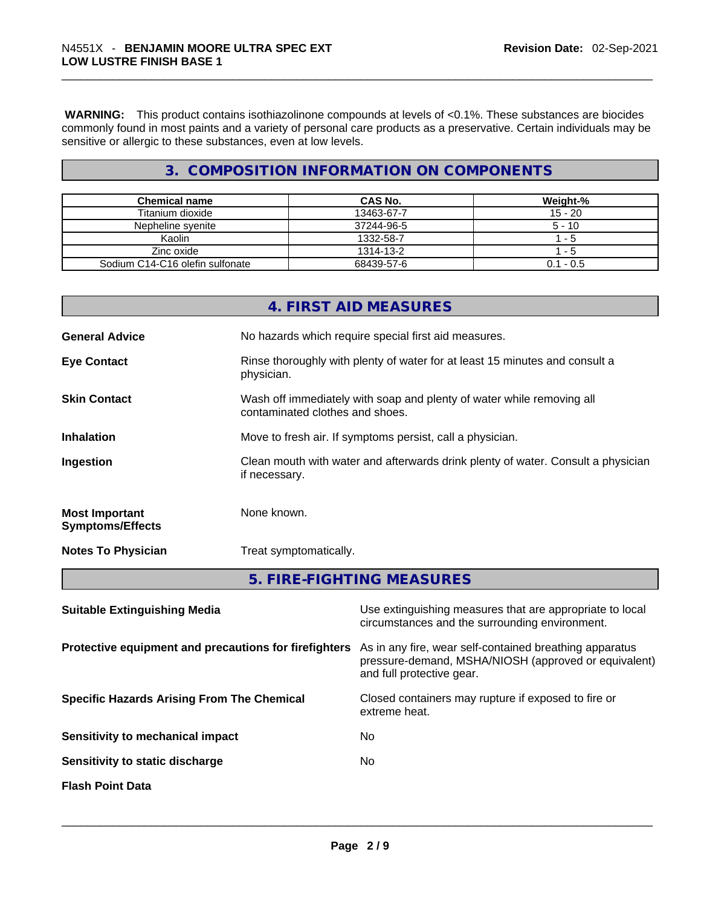**WARNING:** This product contains isothiazolinone compounds at levels of <0.1%. These substances are biocides commonly found in most paints and a variety of personal care products as a preservative. Certain individuals may be sensitive or allergic to these substances, even at low levels.

## 3. COMPOSITION INFORMATION ON COMPONENTS

| Chemical name | CAS No. | Weight-% |
|---|---|---|
| Titanium dioxide | 13463-67-7 | 15 - 20 |
| Nepheline syenite | 37244-96-5 | 5 - 10 |
| Kaolin | 1332-58-7 | 1 - 5 |
| Zinc oxide | 1314-13-2 | 1 - 5 |
| Sodium C14-C16 olefin sulfonate | 68439-57-6 | 0.1 - 0.5 |

## 4. FIRST AID MEASURES

**General Advice** No hazards which require special first aid measures.

**Eye Contact** Rinse thoroughly with plenty of water for at least 15 minutes and consult a physician.

**Skin Contact** Wash off immediately with soap and plenty of water while removing all contaminated clothes and shoes.

**Inhalation** Move to fresh air. If symptoms persist, call a physician.

**Ingestion** Clean mouth with water and afterwards drink plenty of water. Consult a physician if necessary.

**Most Important Symptoms/Effects** None known.

**Notes To Physician** Treat symptomatically.

## 5. FIRE-FIGHTING MEASURES

**Suitable Extinguishing Media** Use extinguishing measures that are appropriate to local circumstances and the surrounding environment.

**Protective equipment and precautions for firefighters** As in any fire, wear self-contained breathing apparatus pressure-demand, MSHA/NIOSH (approved or equivalent) and full protective gear.

**Specific Hazards Arising From The Chemical** Closed containers may rupture if exposed to fire or extreme heat.

**Sensitivity to mechanical impact** No

**Sensitivity to static discharge** No

**Flash Point Data**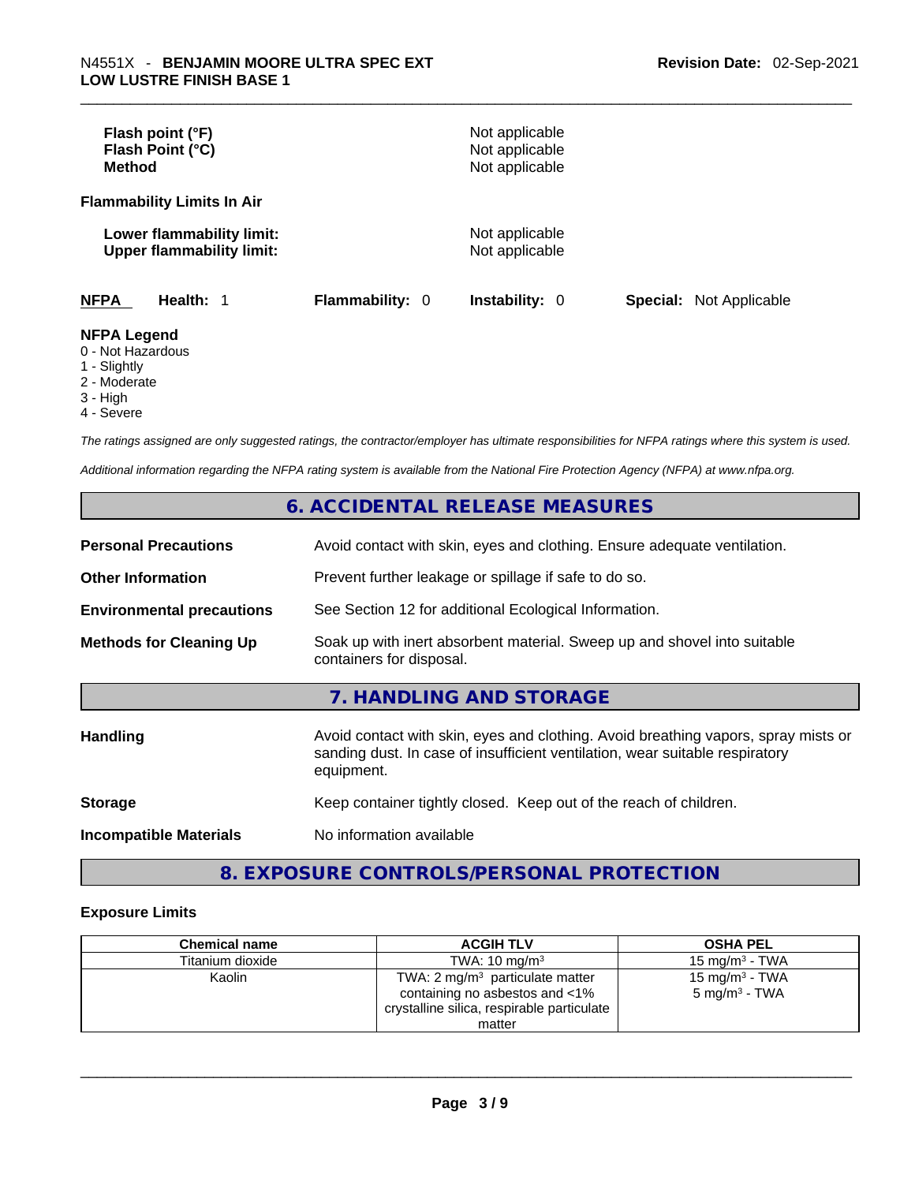| | |
|---|---|
| **Flash point (°F)** | Not applicable |
| **Flash Point (°C)** | Not applicable |
| **Method** | Not applicable |

**Flammability Limits In Air**

| | |
|---|---|
| **Lower flammability limit:** | Not applicable |
| **Upper flammability limit:** | Not applicable |

| **NFPA** | **Health:** 1 | **Flammability:** 0 | **Instability:** 0 | **Special:** Not Applicable |
|---|---|---|---|---|

**NFPA Legend**
0 - Not Hazardous
1 - Slightly
2 - Moderate
3 - High
4 - Severe

*The ratings assigned are only suggested ratings, the contractor/employer has ultimate responsibilities for NFPA ratings where this system is used.*

*Additional information regarding the NFPA rating system is available from the National Fire Protection Agency (NFPA) at www.nfpa.org.*

## 6. ACCIDENTAL RELEASE MEASURES

| | |
|---|---|
| **Personal Precautions** | Avoid contact with skin, eyes and clothing. Ensure adequate ventilation. |
| **Other Information** | Prevent further leakage or spillage if safe to do so. |
| **Environmental precautions** | See Section 12 for additional Ecological Information. |
| **Methods for Cleaning Up** | Soak up with inert absorbent material. Sweep up and shovel into suitable containers for disposal. |

## 7. HANDLING AND STORAGE

| | |
|---|---|
| **Handling** | Avoid contact with skin, eyes and clothing. Avoid breathing vapors, spray mists or sanding dust. In case of insufficient ventilation, wear suitable respiratory equipment. |
| **Storage** | Keep container tightly closed. Keep out of the reach of children. |
| **Incompatible Materials** | No information available |

## 8. EXPOSURE CONTROLS/PERSONAL PROTECTION

### Exposure Limits

| Chemical name | ACGIH TLV | OSHA PEL |
|---|---|---|
| Titanium dioxide | TWA: 10 mg/m³ | 15 mg/m³ - TWA |
| Kaolin | TWA: 2 mg/m³ particulate matter containing no asbestos and <1% crystalline silica, respirable particulate matter | 15 mg/m³ - TWA<br>5 mg/m³ - TWA |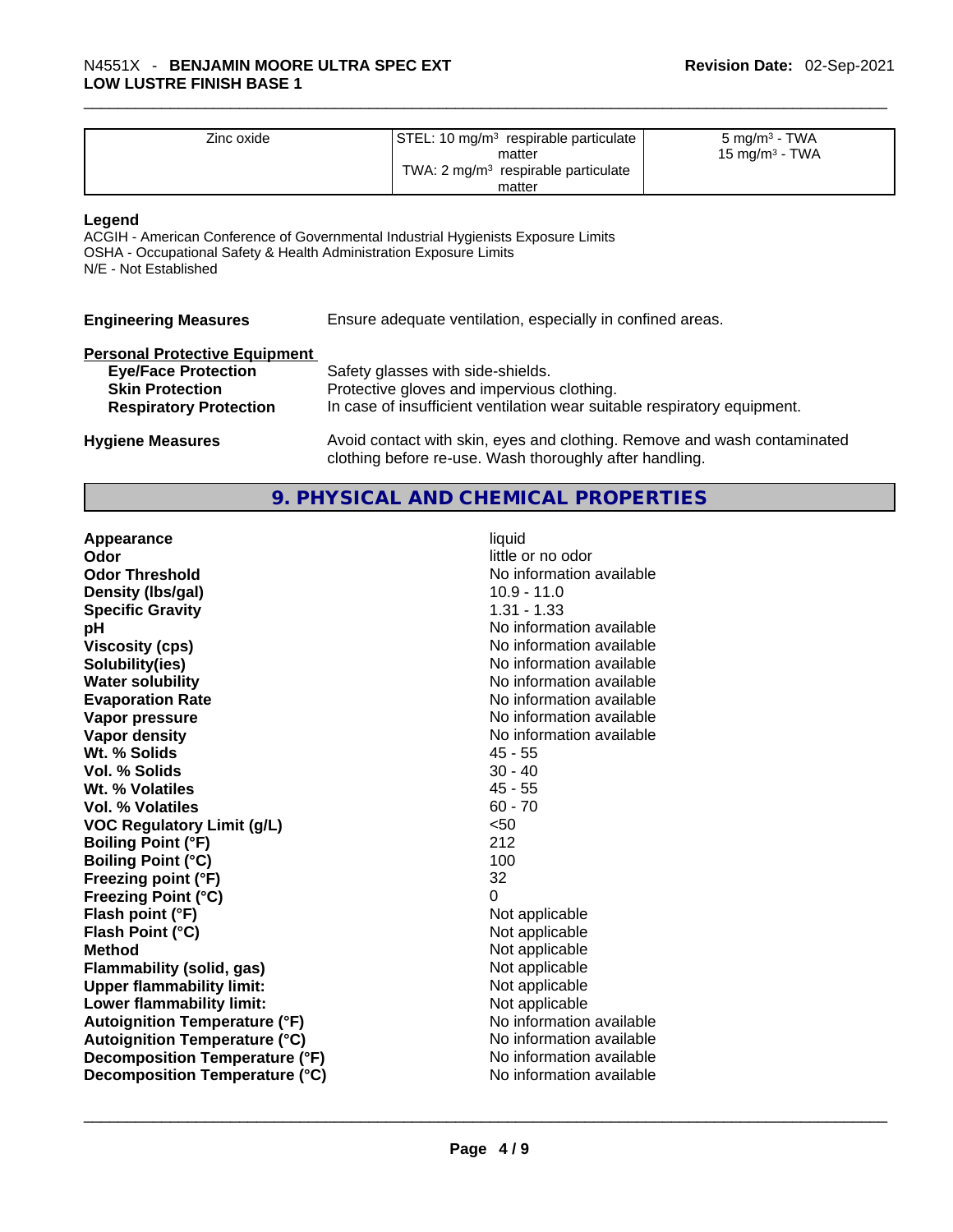| Zinc oxide | STEL: 10 mg/m³ respirable particulate matter<br>TWA: 2 mg/m³ respirable particulate matter | 5 mg/m³ - TWA<br>15 mg/m³ - TWA |
|---|---|---|

**Legend**
ACGIH - American Conference of Governmental Industrial Hygienists Exposure Limits
OSHA - Occupational Safety & Health Administration Exposure Limits
N/E - Not Established

**Engineering Measures** Ensure adequate ventilation, especially in confined areas.

**Personal Protective Equipment**

- **Eye/Face Protection** Safety glasses with side-shields.
- **Skin Protection** Protective gloves and impervious clothing.
- **Respiratory Protection** In case of insufficient ventilation wear suitable respiratory equipment.

**Hygiene Measures** Avoid contact with skin, eyes and clothing. Remove and wash contaminated clothing before re-use. Wash thoroughly after handling.

## 9. PHYSICAL AND CHEMICAL PROPERTIES

| Property | Value |
|---|---|
| **Appearance** | liquid |
| **Odor** | little or no odor |
| **Odor Threshold** | No information available |
| **Density (lbs/gal)** | 10.9 - 11.0 |
| **Specific Gravity** | 1.31 - 1.33 |
| **pH** | No information available |
| **Viscosity (cps)** | No information available |
| **Solubility(ies)** | No information available |
| **Water solubility** | No information available |
| **Evaporation Rate** | No information available |
| **Vapor pressure** | No information available |
| **Vapor density** | No information available |
| **Wt. % Solids** | 45 - 55 |
| **Vol. % Solids** | 30 - 40 |
| **Wt. % Volatiles** | 45 - 55 |
| **Vol. % Volatiles** | 60 - 70 |
| **VOC Regulatory Limit (g/L)** | <50 |
| **Boiling Point (°F)** | 212 |
| **Boiling Point (°C)** | 100 |
| **Freezing point (°F)** | 32 |
| **Freezing Point (°C)** | 0 |
| **Flash point (°F)** | Not applicable |
| **Flash Point (°C)** | Not applicable |
| **Method** | Not applicable |
| **Flammability (solid, gas)** | Not applicable |
| **Upper flammability limit:** | Not applicable |
| **Lower flammability limit:** | Not applicable |
| **Autoignition Temperature (°F)** | No information available |
| **Autoignition Temperature (°C)** | No information available |
| **Decomposition Temperature (°F)** | No information available |
| **Decomposition Temperature (°C)** | No information available |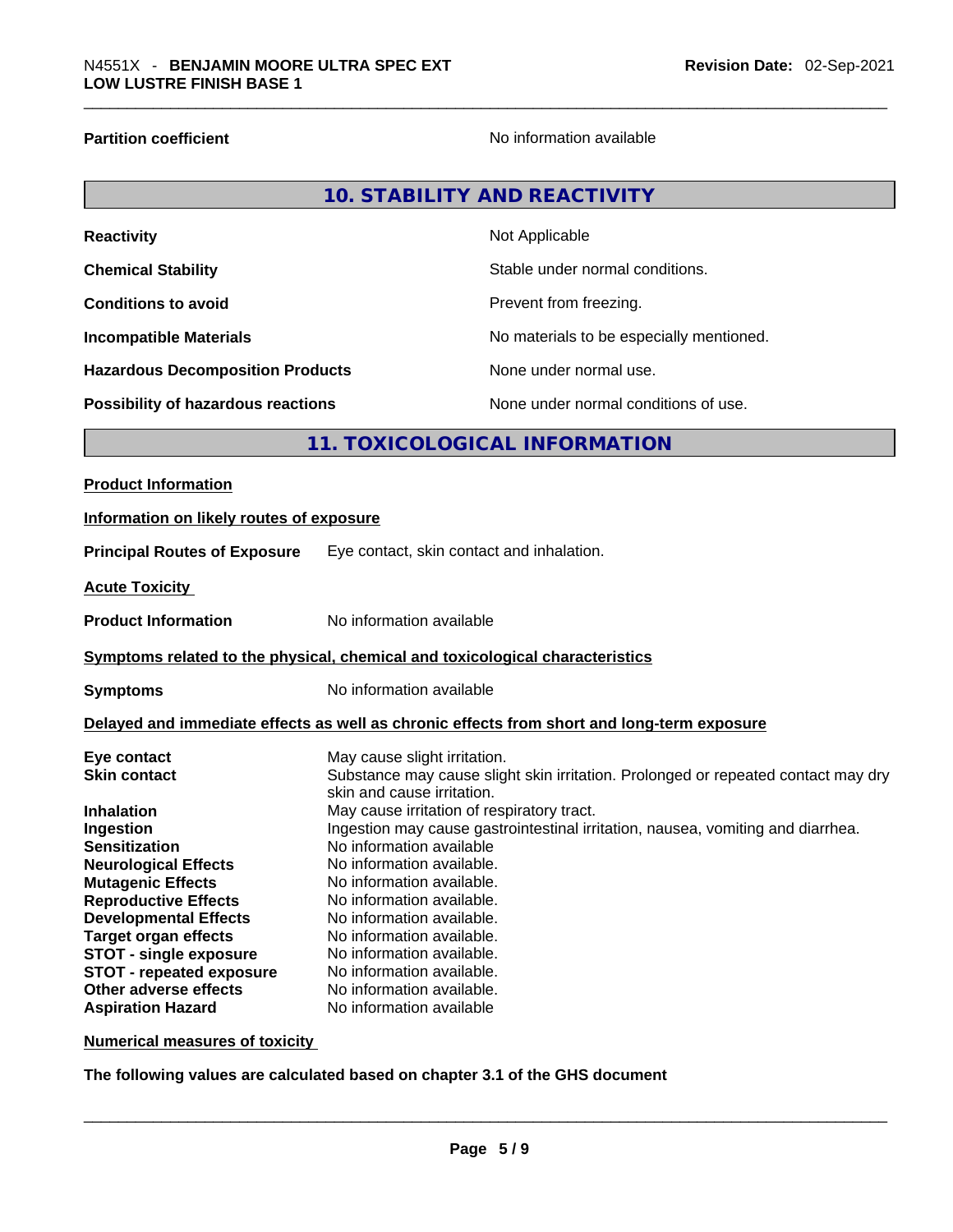**Partition coefficient** No information available

## 10. STABILITY AND REACTIVITY

| | |
|---|---|
| **Reactivity** | Not Applicable |
| **Chemical Stability** | Stable under normal conditions. |
| **Conditions to avoid** | Prevent from freezing. |
| **Incompatible Materials** | No materials to be especially mentioned. |
| **Hazardous Decomposition Products** | None under normal use. |
| **Possibility of hazardous reactions** | None under normal conditions of use. |

## 11. TOXICOLOGICAL INFORMATION

**Product Information**

**Information on likely routes of exposure**

**Principal Routes of Exposure** Eye contact, skin contact and inhalation.

**Acute Toxicity**

**Product Information** No information available

**Symptoms related to the physical, chemical and toxicological characteristics**

**Symptoms** No information available

**Delayed and immediate effects as well as chronic effects from short and long-term exposure**

| | |
|---|---|
| **Eye contact** | May cause slight irritation. |
| **Skin contact** | Substance may cause slight skin irritation. Prolonged or repeated contact may dry skin and cause irritation. |
| **Inhalation** | May cause irritation of respiratory tract. |
| **Ingestion** | Ingestion may cause gastrointestinal irritation, nausea, vomiting and diarrhea. |
| **Sensitization** | No information available |
| **Neurological Effects** | No information available. |
| **Mutagenic Effects** | No information available. |
| **Reproductive Effects** | No information available. |
| **Developmental Effects** | No information available. |
| **Target organ effects** | No information available. |
| **STOT - single exposure** | No information available. |
| **STOT - repeated exposure** | No information available. |
| **Other adverse effects** | No information available. |
| **Aspiration Hazard** | No information available |

**Numerical measures of toxicity**

**The following values are calculated based on chapter 3.1 of the GHS document**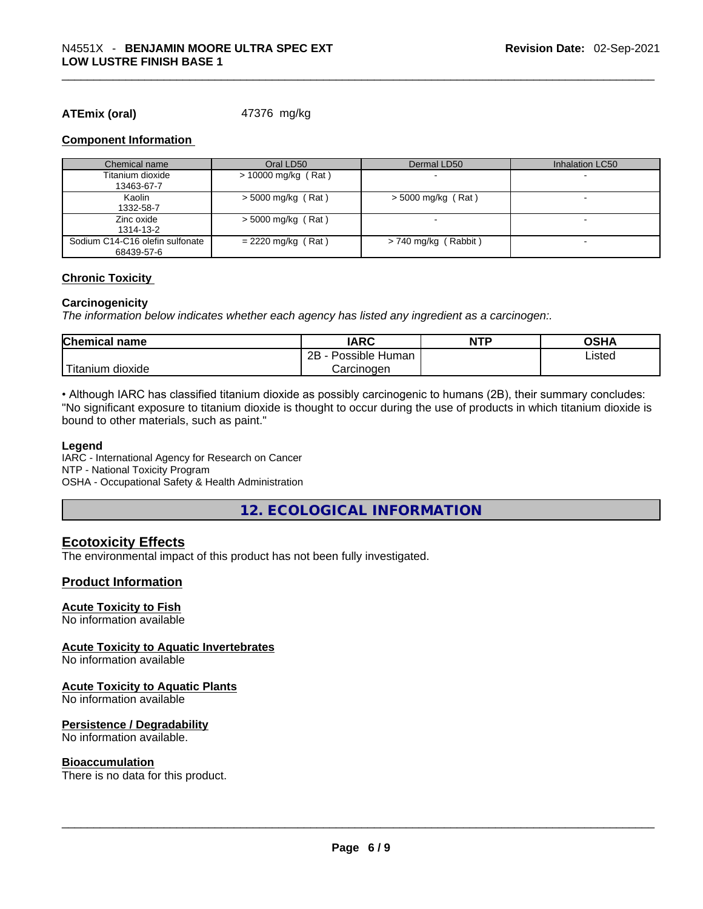**ATEmix (oral)** 47376 mg/kg

#### Component Information

| Chemical name | Oral LD50 | Dermal LD50 | Inhalation LC50 |
| --- | --- | --- | --- |
| Titanium dioxide<br>13463-67-7 | > 10000 mg/kg ( Rat ) | - | - |
| Kaolin<br>1332-58-7 | > 5000 mg/kg ( Rat ) | > 5000 mg/kg ( Rat ) | - |
| Zinc oxide<br>1314-13-2 | > 5000 mg/kg ( Rat ) | - | - |
| Sodium C14-C16 olefin sulfonate<br>68439-57-6 | = 2220 mg/kg ( Rat ) | > 740 mg/kg ( Rabbit ) | - |

#### Chronic Toxicity

**Carcinogenicity**

*The information below indicates whether each agency has listed any ingredient as a carcinogen:.*

| Chemical name | IARC | NTP | OSHA |
| --- | --- | --- | --- |
| Titanium dioxide | 2B - Possible Human Carcinogen | | Listed |

• Although IARC has classified titanium dioxide as possibly carcinogenic to humans (2B), their summary concludes: "No significant exposure to titanium dioxide is thought to occur during the use of products in which titanium dioxide is bound to other materials, such as paint."

**Legend**

IARC - International Agency for Research on Cancer
NTP - National Toxicity Program
OSHA - Occupational Safety & Health Administration

## 12. ECOLOGICAL INFORMATION

### Ecotoxicity Effects

The environmental impact of this product has not been fully investigated.

### Product Information

#### Acute Toxicity to Fish

No information available

#### Acute Toxicity to Aquatic Invertebrates

No information available

#### Acute Toxicity to Aquatic Plants

No information available

#### Persistence / Degradability

No information available.

#### Bioaccumulation

There is no data for this product.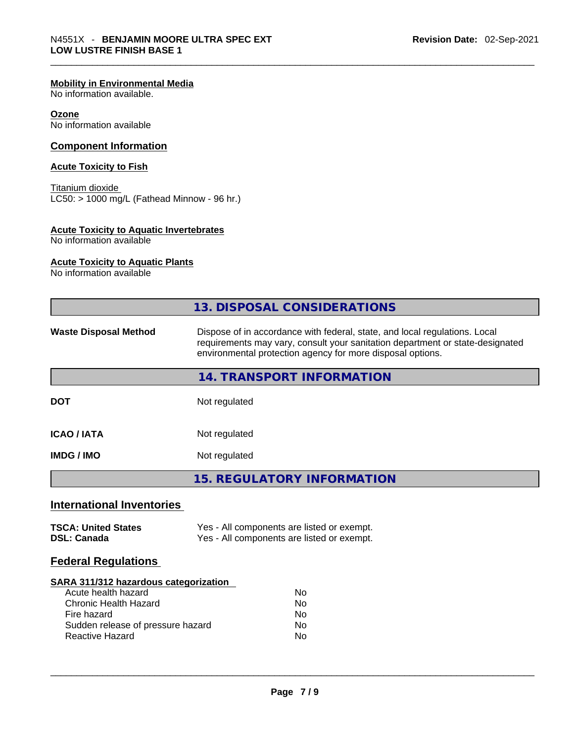**Mobility in Environmental Media**
No information available.

**Ozone**
No information available

## Component Information

**Acute Toxicity to Fish**

Titanium dioxide
LC50: > 1000 mg/L (Fathead Minnow - 96 hr.)

**Acute Toxicity to Aquatic Invertebrates**
No information available

**Acute Toxicity to Aquatic Plants**
No information available

## 13. DISPOSAL CONSIDERATIONS

| | |
|---|---|
| **Waste Disposal Method** | Dispose of in accordance with federal, state, and local regulations. Local requirements may vary, consult your sanitation department or state-designated environmental protection agency for more disposal options. |

## 14. TRANSPORT INFORMATION

| | |
|---|---|
| **DOT** | Not regulated |
| **ICAO / IATA** | Not regulated |
| **IMDG / IMO** | Not regulated |

## 15. REGULATORY INFORMATION

### International Inventories

| | |
|---|---|
| **TSCA: United States** | Yes - All components are listed or exempt. |
| **DSL: Canada** | Yes - All components are listed or exempt. |

### Federal Regulations

**SARA 311/312 hazardous categorization**

| | |
|---|---|
| Acute health hazard | No |
| Chronic Health Hazard | No |
| Fire hazard | No |
| Sudden release of pressure hazard | No |
| Reactive Hazard | No |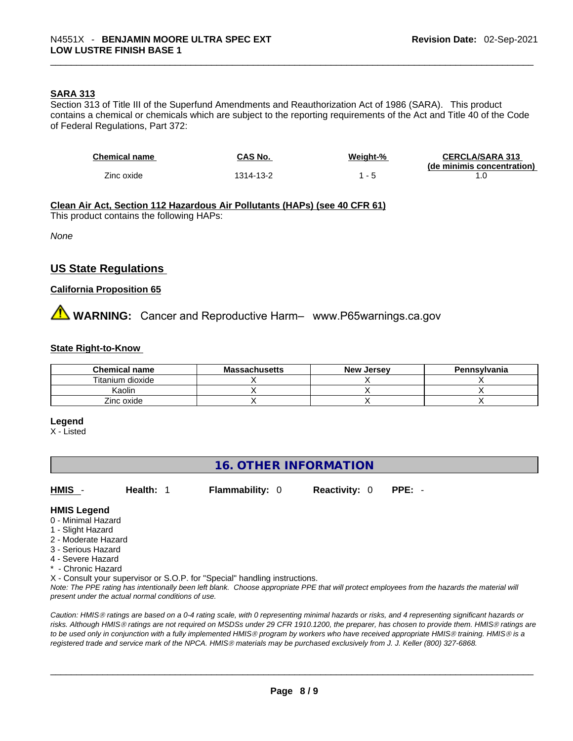### SARA 313

Section 313 of Title III of the Superfund Amendments and Reauthorization Act of 1986 (SARA). This product contains a chemical or chemicals which are subject to the reporting requirements of the Act and Title 40 of the Code of Federal Regulations, Part 372:

| Chemical name | CAS No. | Weight-% | CERCLA/SARA 313 (de minimis concentration) |
|---|---|---|---|
| Zinc oxide | 1314-13-2 | 1 - 5 | 1.0 |

### Clean Air Act, Section 112 Hazardous Air Pollutants (HAPs) (see 40 CFR 61)

This product contains the following HAPs:

*None*

## US State Regulations

### California Proposition 65

⚠ **WARNING:** Cancer and Reproductive Harm– www.P65warnings.ca.gov

### State Right-to-Know

| Chemical name | Massachusetts | New Jersey | Pennsylvania |
|---|---|---|---|
| Titanium dioxide | X | X | X |
| Kaolin | X | X | X |
| Zinc oxide | X | X | X |

**Legend**

X - Listed

## 16. OTHER INFORMATION

**HMIS** - **Health:** 1 **Flammability:** 0 **Reactivity:** 0 **PPE:** -

**HMIS Legend**

0 - Minimal Hazard
1 - Slight Hazard
2 - Moderate Hazard
3 - Serious Hazard
4 - Severe Hazard
* - Chronic Hazard
X - Consult your supervisor or S.O.P. for "Special" handling instructions.

*Note: The PPE rating has intentionally been left blank. Choose appropriate PPE that will protect employees from the hazards the material will present under the actual normal conditions of use.*

*Caution: HMIS® ratings are based on a 0-4 rating scale, with 0 representing minimal hazards or risks, and 4 representing significant hazards or risks. Although HMIS® ratings are not required on MSDSs under 29 CFR 1910.1200, the preparer, has chosen to provide them. HMIS® ratings are to be used only in conjunction with a fully implemented HMIS® program by workers who have received appropriate HMIS® training. HMIS® is a registered trade and service mark of the NPCA. HMIS® materials may be purchased exclusively from J. J. Keller (800) 327-6868.*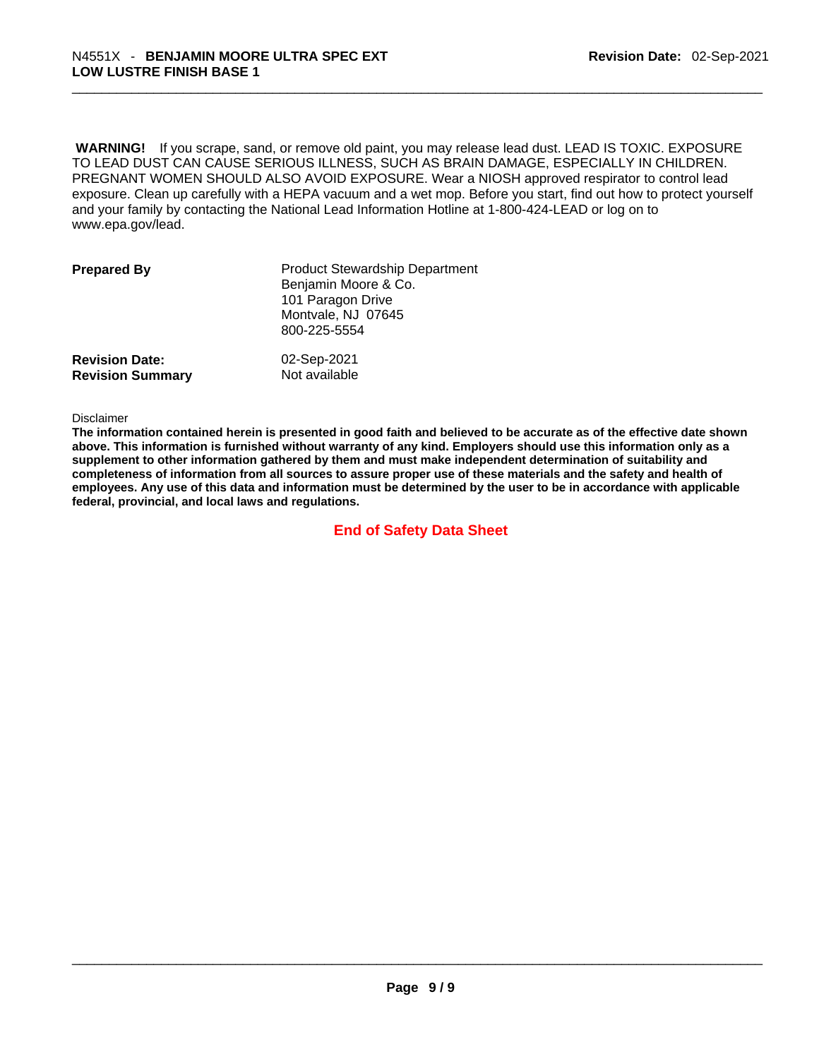**WARNING!** If you scrape, sand, or remove old paint, you may release lead dust. LEAD IS TOXIC. EXPOSURE TO LEAD DUST CAN CAUSE SERIOUS ILLNESS, SUCH AS BRAIN DAMAGE, ESPECIALLY IN CHILDREN. PREGNANT WOMEN SHOULD ALSO AVOID EXPOSURE. Wear a NIOSH approved respirator to control lead exposure. Clean up carefully with a HEPA vacuum and a wet mop. Before you start, find out how to protect yourself and your family by contacting the National Lead Information Hotline at 1-800-424-LEAD or log on to www.epa.gov/lead.

| | |
|---|---|
| **Prepared By** | Product Stewardship Department<br>Benjamin Moore & Co.<br>101 Paragon Drive<br>Montvale, NJ 07645<br>800-225-5554 |
| **Revision Date:** | 02-Sep-2021 |
| **Revision Summary** | Not available |

Disclaimer

**The information contained herein is presented in good faith and believed to be accurate as of the effective date shown above. This information is furnished without warranty of any kind. Employers should use this information only as a supplement to other information gathered by them and must make independent determination of suitability and completeness of information from all sources to assure proper use of these materials and the safety and health of employees. Any use of this data and information must be determined by the user to be in accordance with applicable federal, provincial, and local laws and regulations.**

**End of Safety Data Sheet**